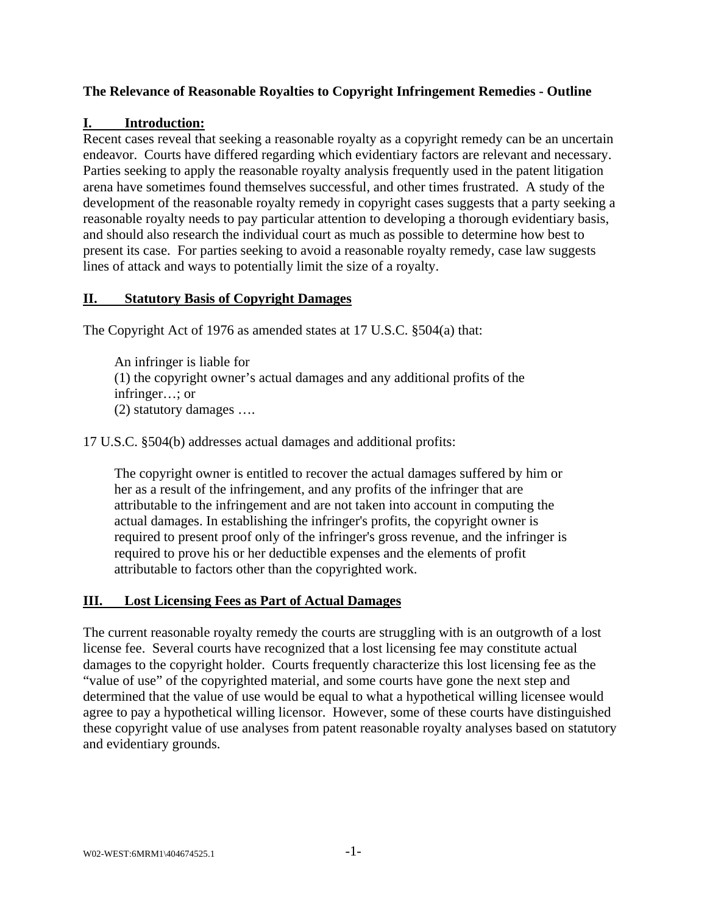**The Relevance of Reasonable Royalties to Copyright Infringement Remedies - Outline**

## I. Introduction:

Recent cases reveal that seeking a reasonable royalty as a copyright remedy can be an uncertain endeavor. Courts have differed regarding which evidentiary factors are relevant and necessary. Parties seeking to apply the reasonable royalty analysis frequently used in the patent litigation arena have sometimes found themselves successful, and other times frustrated. A study of the development of the reasonable royalty remedy in copyright cases suggests that a party seeking a reasonable royalty needs to pay particular attention to developing a thorough evidentiary basis, and should also research the individual court as much as possible to determine how best to present its case. For parties seeking to avoid a reasonable royalty remedy, case law suggests lines of attack and ways to potentially limit the size of a royalty.

## II. Statutory Basis of Copyright Damages

The Copyright Act of 1976 as amended states at 17 U.S.C. §504(a) that:

> An infringer is liable for
> (1) the copyright owner's actual damages and any additional profits of the infringer…; or
> (2) statutory damages ….

17 U.S.C. §504(b) addresses actual damages and additional profits:

> The copyright owner is entitled to recover the actual damages suffered by him or her as a result of the infringement, and any profits of the infringer that are attributable to the infringement and are not taken into account in computing the actual damages. In establishing the infringer's profits, the copyright owner is required to present proof only of the infringer's gross revenue, and the infringer is required to prove his or her deductible expenses and the elements of profit attributable to factors other than the copyrighted work.

## III. Lost Licensing Fees as Part of Actual Damages

The current reasonable royalty remedy the courts are struggling with is an outgrowth of a lost license fee. Several courts have recognized that a lost licensing fee may constitute actual damages to the copyright holder. Courts frequently characterize this lost licensing fee as the "value of use" of the copyrighted material, and some courts have gone the next step and determined that the value of use would be equal to what a hypothetical willing licensee would agree to pay a hypothetical willing licensor. However, some of these courts have distinguished these copyright value of use analyses from patent reasonable royalty analyses based on statutory and evidentiary grounds.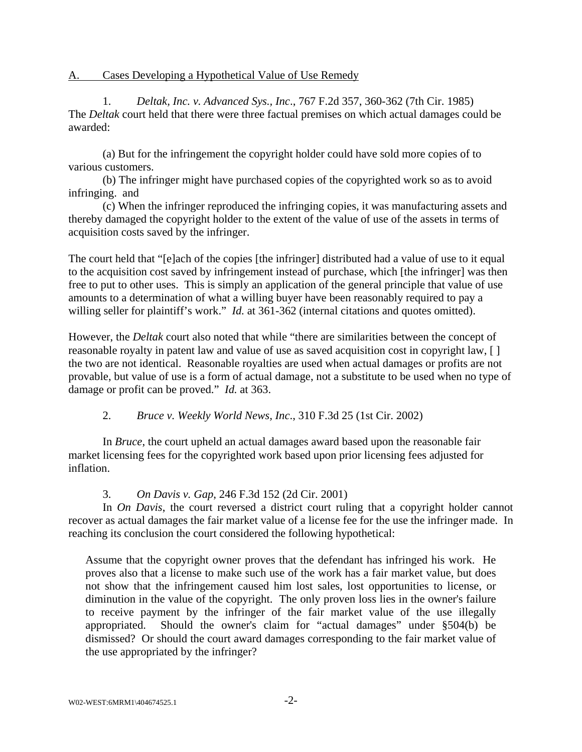A. <u>Cases Developing a Hypothetical Value of Use Remedy</u>

1. *Deltak, Inc. v. Advanced Sys., Inc*., 767 F.2d 357, 360-362 (7th Cir. 1985)
The *Deltak* court held that there were three factual premises on which actual damages could be awarded:

(a) But for the infringement the copyright holder could have sold more copies of to various customers.
(b) The infringer might have purchased copies of the copyrighted work so as to avoid infringing. and
(c) When the infringer reproduced the infringing copies, it was manufacturing assets and thereby damaged the copyright holder to the extent of the value of use of the assets in terms of acquisition costs saved by the infringer.

The court held that "[e]ach of the copies [the infringer] distributed had a value of use to it equal to the acquisition cost saved by infringement instead of purchase, which [the infringer] was then free to put to other uses. This is simply an application of the general principle that value of use amounts to a determination of what a willing buyer have been reasonably required to pay a willing seller for plaintiff's work." *Id.* at 361-362 (internal citations and quotes omitted).

However, the *Deltak* court also noted that while "there are similarities between the concept of reasonable royalty in patent law and value of use as saved acquisition cost in copyright law, [ ] the two are not identical. Reasonable royalties are used when actual damages or profits are not provable, but value of use is a form of actual damage, not a substitute to be used when no type of damage or profit can be proved." *Id.* at 363.

2. *Bruce v. Weekly World News, Inc*., 310 F.3d 25 (1st Cir. 2002)

In *Bruce*, the court upheld an actual damages award based upon the reasonable fair market licensing fees for the copyrighted work based upon prior licensing fees adjusted for inflation.

3. *On Davis v. Gap*, 246 F.3d 152 (2d Cir. 2001)

In *On Davis*, the court reversed a district court ruling that a copyright holder cannot recover as actual damages the fair market value of a license fee for the use the infringer made. In reaching its conclusion the court considered the following hypothetical:

> Assume that the copyright owner proves that the defendant has infringed his work. He proves also that a license to make such use of the work has a fair market value, but does not show that the infringement caused him lost sales, lost opportunities to license, or diminution in the value of the copyright. The only proven loss lies in the owner's failure to receive payment by the infringer of the fair market value of the use illegally appropriated. Should the owner's claim for "actual damages" under §504(b) be dismissed? Or should the court award damages corresponding to the fair market value of the use appropriated by the infringer?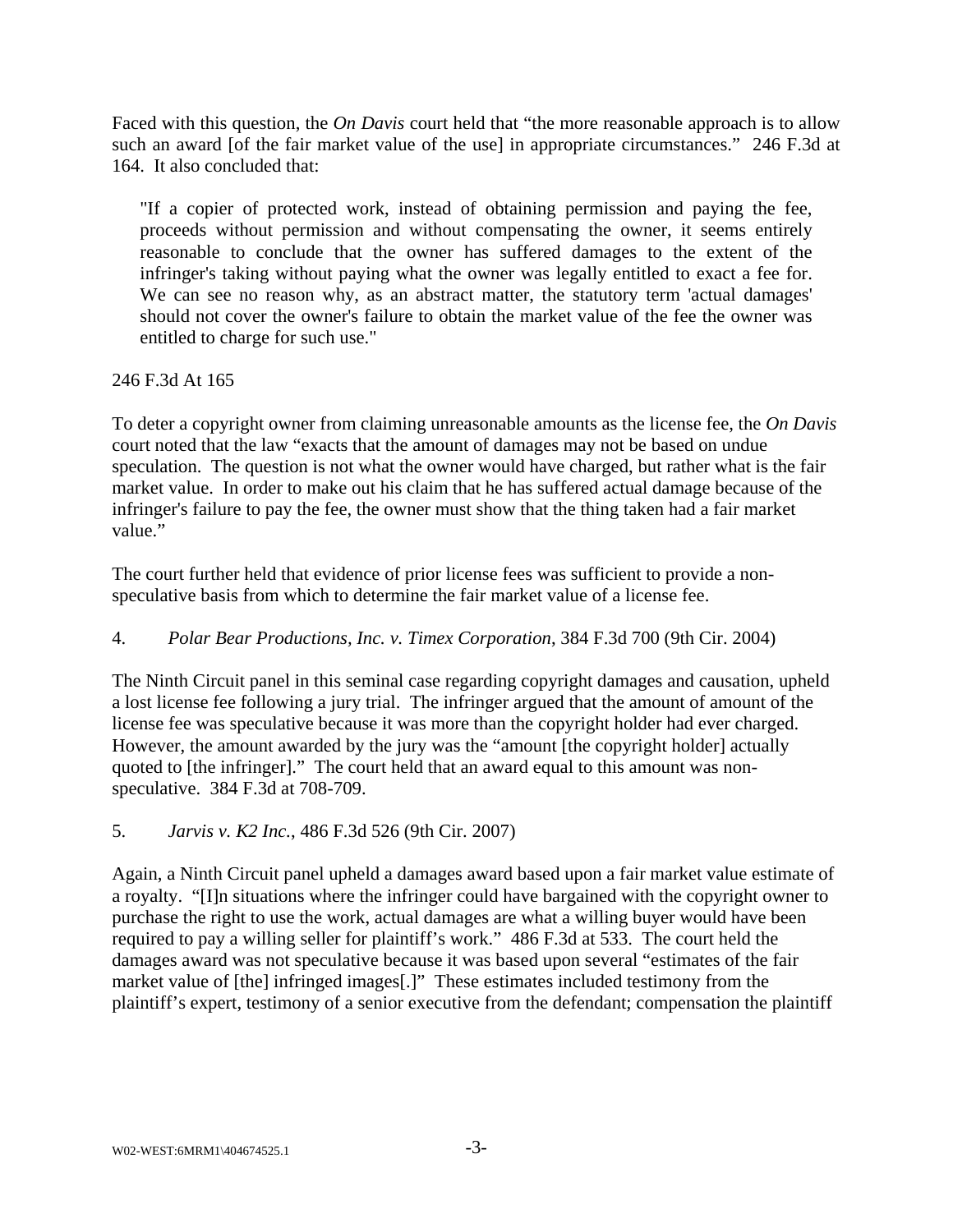Faced with this question, the *On Davis* court held that "the more reasonable approach is to allow such an award [of the fair market value of the use] in appropriate circumstances." 246 F.3d at 164. It also concluded that:

> "If a copier of protected work, instead of obtaining permission and paying the fee, proceeds without permission and without compensating the owner, it seems entirely reasonable to conclude that the owner has suffered damages to the extent of the infringer's taking without paying what the owner was legally entitled to exact a fee for. We can see no reason why, as an abstract matter, the statutory term 'actual damages' should not cover the owner's failure to obtain the market value of the fee the owner was entitled to charge for such use."

246 F.3d At 165

To deter a copyright owner from claiming unreasonable amounts as the license fee, the *On Davis* court noted that the law "exacts that the amount of damages may not be based on undue speculation. The question is not what the owner would have charged, but rather what is the fair market value. In order to make out his claim that he has suffered actual damage because of the infringer's failure to pay the fee, the owner must show that the thing taken had a fair market value."

The court further held that evidence of prior license fees was sufficient to provide a non-speculative basis from which to determine the fair market value of a license fee.

4. *Polar Bear Productions, Inc. v. Timex Corporation*, 384 F.3d 700 (9th Cir. 2004)

The Ninth Circuit panel in this seminal case regarding copyright damages and causation, upheld a lost license fee following a jury trial. The infringer argued that the amount of amount of the license fee was speculative because it was more than the copyright holder had ever charged. However, the amount awarded by the jury was the "amount [the copyright holder] actually quoted to [the infringer]." The court held that an award equal to this amount was non-speculative. 384 F.3d at 708-709.

5. *Jarvis v. K2 Inc.*, 486 F.3d 526 (9th Cir. 2007)

Again, a Ninth Circuit panel upheld a damages award based upon a fair market value estimate of a royalty. "[I]n situations where the infringer could have bargained with the copyright owner to purchase the right to use the work, actual damages are what a willing buyer would have been required to pay a willing seller for plaintiff's work." 486 F.3d at 533. The court held the damages award was not speculative because it was based upon several "estimates of the fair market value of [the] infringed images[.]" These estimates included testimony from the plaintiff's expert, testimony of a senior executive from the defendant; compensation the plaintiff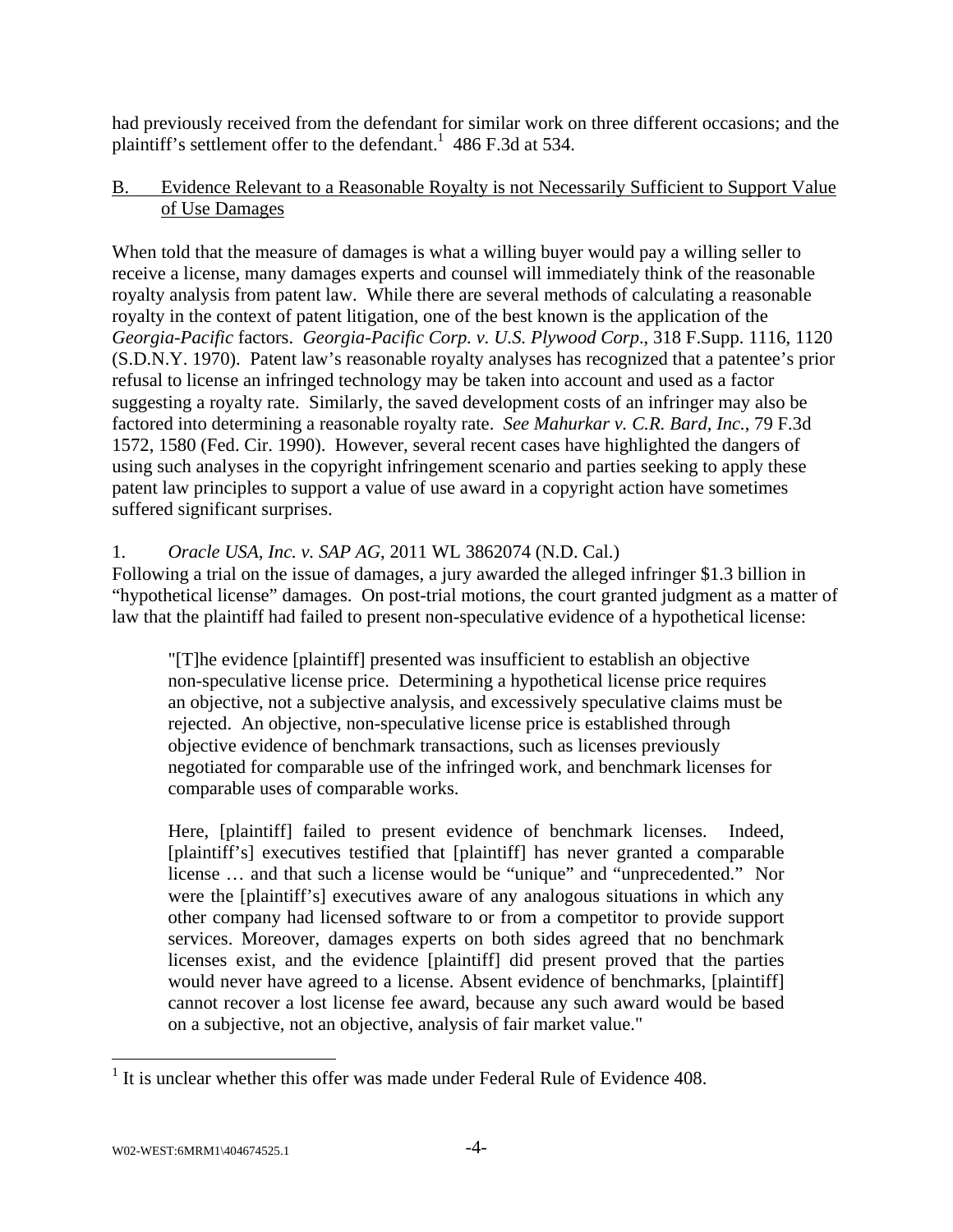had previously received from the defendant for similar work on three different occasions; and the plaintiff's settlement offer to the defendant.[1] 486 F.3d at 534.

## B. Evidence Relevant to a Reasonable Royalty is not Necessarily Sufficient to Support Value of Use Damages

When told that the measure of damages is what a willing buyer would pay a willing seller to receive a license, many damages experts and counsel will immediately think of the reasonable royalty analysis from patent law. While there are several methods of calculating a reasonable royalty in the context of patent litigation, one of the best known is the application of the *Georgia-Pacific* factors. *Georgia-Pacific Corp. v. U.S. Plywood Corp*., 318 F.Supp. 1116, 1120 (S.D.N.Y. 1970). Patent law's reasonable royalty analyses has recognized that a patentee's prior refusal to license an infringed technology may be taken into account and used as a factor suggesting a royalty rate. Similarly, the saved development costs of an infringer may also be factored into determining a reasonable royalty rate. *See Mahurkar v. C.R. Bard, Inc.*, 79 F.3d 1572, 1580 (Fed. Cir. 1990). However, several recent cases have highlighted the dangers of using such analyses in the copyright infringement scenario and parties seeking to apply these patent law principles to support a value of use award in a copyright action have sometimes suffered significant surprises.

### 1. *Oracle USA, Inc. v. SAP AG*, 2011 WL 3862074 (N.D. Cal.)

Following a trial on the issue of damages, a jury awarded the alleged infringer $1.3 billion in "hypothetical license" damages. On post-trial motions, the court granted judgment as a matter of law that the plaintiff had failed to present non-speculative evidence of a hypothetical license:

> "[T]he evidence [plaintiff] presented was insufficient to establish an objective non-speculative license price. Determining a hypothetical license price requires an objective, not a subjective analysis, and excessively speculative claims must be rejected. An objective, non-speculative license price is established through objective evidence of benchmark transactions, such as licenses previously negotiated for comparable use of the infringed work, and benchmark licenses for comparable uses of comparable works.
>
> Here, [plaintiff] failed to present evidence of benchmark licenses. Indeed, [plaintiff's] executives testified that [plaintiff] has never granted a comparable license … and that such a license would be "unique" and "unprecedented." Nor were the [plaintiff's] executives aware of any analogous situations in which any other company had licensed software to or from a competitor to provide support services. Moreover, damages experts on both sides agreed that no benchmark licenses exist, and the evidence [plaintiff] did present proved that the parties would never have agreed to a license. Absent evidence of benchmarks, [plaintiff] cannot recover a lost license fee award, because any such award would be based on a subjective, not an objective, analysis of fair market value."

[1] It is unclear whether this offer was made under Federal Rule of Evidence 408.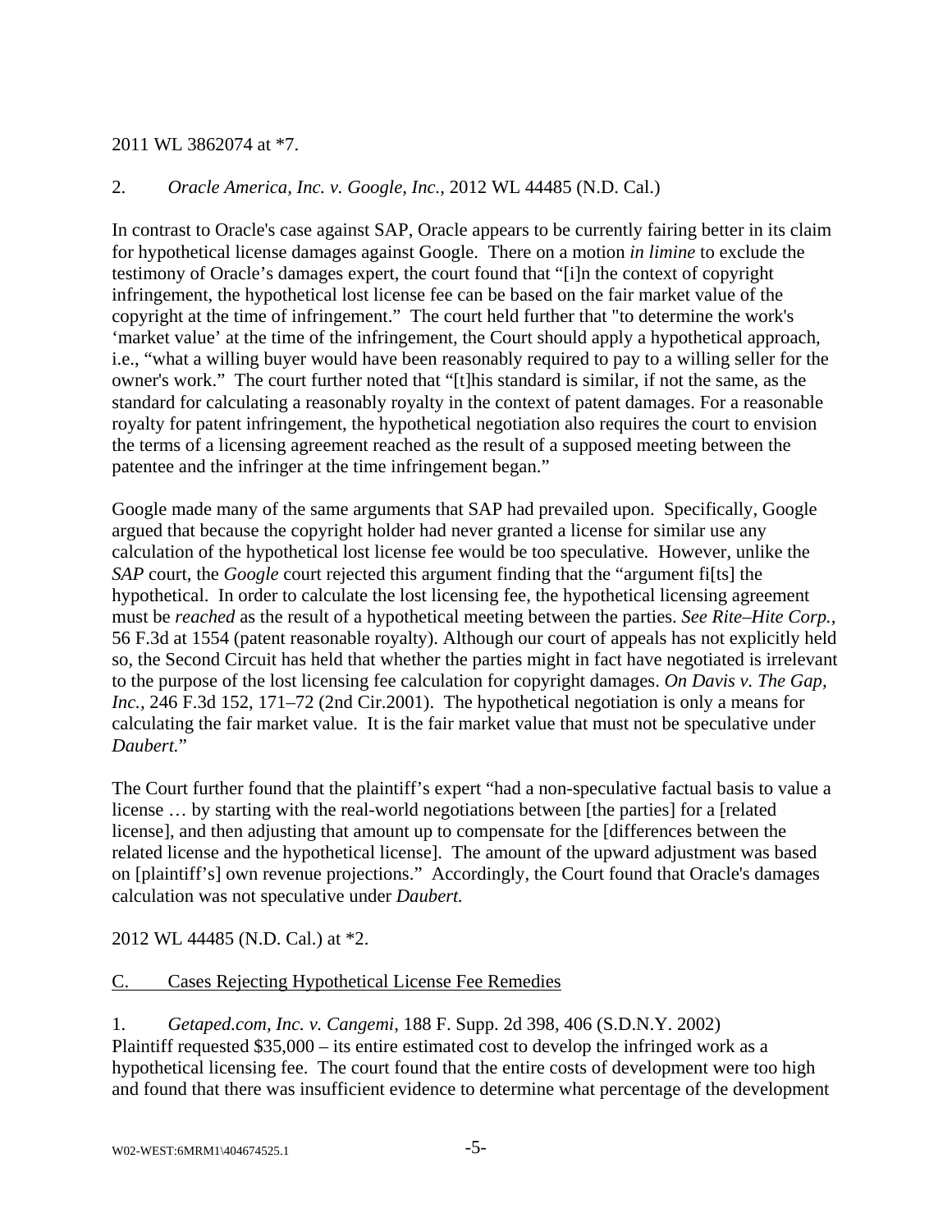2011 WL 3862074 at *7.

2. *Oracle America, Inc. v. Google, Inc.*, 2012 WL 44485 (N.D. Cal.)

In contrast to Oracle's case against SAP, Oracle appears to be currently fairing better in its claim for hypothetical license damages against Google. There on a motion *in limine* to exclude the testimony of Oracle's damages expert, the court found that "[i]n the context of copyright infringement, the hypothetical lost license fee can be based on the fair market value of the copyright at the time of infringement." The court held further that "to determine the work's 'market value' at the time of the infringement, the Court should apply a hypothetical approach, i.e., "what a willing buyer would have been reasonably required to pay to a willing seller for the owner's work." The court further noted that "[t]his standard is similar, if not the same, as the standard for calculating a reasonably royalty in the context of patent damages. For a reasonable royalty for patent infringement, the hypothetical negotiation also requires the court to envision the terms of a licensing agreement reached as the result of a supposed meeting between the patentee and the infringer at the time infringement began."

Google made many of the same arguments that SAP had prevailed upon. Specifically, Google argued that because the copyright holder had never granted a license for similar use any calculation of the hypothetical lost license fee would be too speculative. However, unlike the *SAP* court, the *Google* court rejected this argument finding that the "argument fi[ts] the hypothetical. In order to calculate the lost licensing fee, the hypothetical licensing agreement must be *reached* as the result of a hypothetical meeting between the parties. *See Rite–Hite Corp.*, 56 F.3d at 1554 (patent reasonable royalty). Although our court of appeals has not explicitly held so, the Second Circuit has held that whether the parties might in fact have negotiated is irrelevant to the purpose of the lost licensing fee calculation for copyright damages. *On Davis v. The Gap, Inc.*, 246 F.3d 152, 171–72 (2nd Cir.2001). The hypothetical negotiation is only a means for calculating the fair market value. It is the fair market value that must not be speculative under *Daubert.*"

The Court further found that the plaintiff's expert "had a non-speculative factual basis to value a license … by starting with the real-world negotiations between [the parties] for a [related license], and then adjusting that amount up to compensate for the [differences between the related license and the hypothetical license]. The amount of the upward adjustment was based on [plaintiff's] own revenue projections." Accordingly, the Court found that Oracle's damages calculation was not speculative under *Daubert.*

2012 WL 44485 (N.D. Cal.) at *2.

## C. Cases Rejecting Hypothetical License Fee Remedies

1. *Getaped.com, Inc. v. Cangemi*, 188 F. Supp. 2d 398, 406 (S.D.N.Y. 2002)

Plaintiff requested $35,000 – its entire estimated cost to develop the infringed work as a hypothetical licensing fee. The court found that the entire costs of development were too high and found that there was insufficient evidence to determine what percentage of the development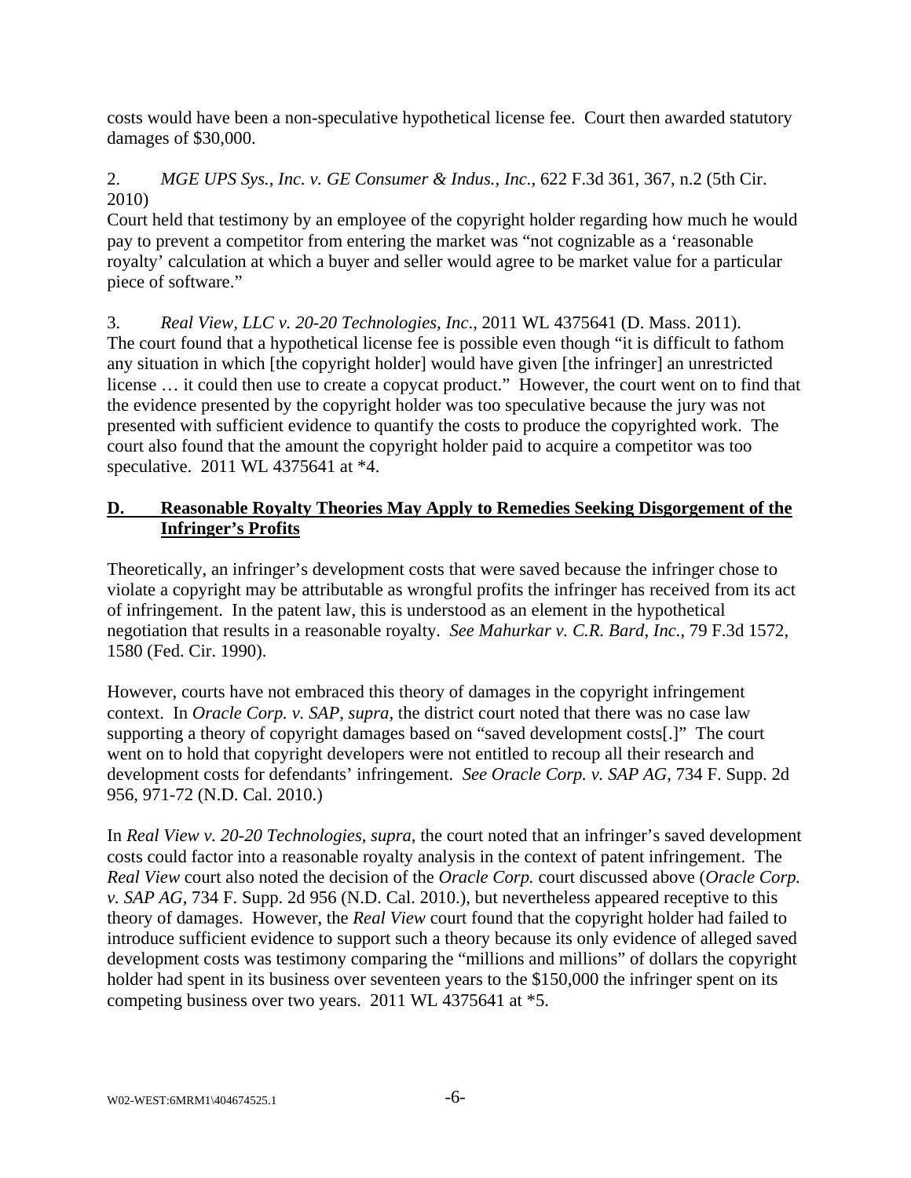costs would have been a non-speculative hypothetical license fee. Court then awarded statutory damages of $30,000.

2. *MGE UPS Sys., Inc. v. GE Consumer & Indus., Inc.*, 622 F.3d 361, 367, n.2 (5th Cir. 2010)
Court held that testimony by an employee of the copyright holder regarding how much he would pay to prevent a competitor from entering the market was "not cognizable as a 'reasonable royalty' calculation at which a buyer and seller would agree to be market value for a particular piece of software."

3. *Real View, LLC v. 20-20 Technologies, Inc*., 2011 WL 4375641 (D. Mass. 2011).
The court found that a hypothetical license fee is possible even though "it is difficult to fathom any situation in which [the copyright holder] would have given [the infringer] an unrestricted license … it could then use to create a copycat product." However, the court went on to find that the evidence presented by the copyright holder was too speculative because the jury was not presented with sufficient evidence to quantify the costs to produce the copyrighted work. The court also found that the amount the copyright holder paid to acquire a competitor was too speculative. 2011 WL 4375641 at *4.

## D. Reasonable Royalty Theories May Apply to Remedies Seeking Disgorgement of the Infringer's Profits

Theoretically, an infringer's development costs that were saved because the infringer chose to violate a copyright may be attributable as wrongful profits the infringer has received from its act of infringement. In the patent law, this is understood as an element in the hypothetical negotiation that results in a reasonable royalty. *See Mahurkar v. C.R. Bard, Inc.*, 79 F.3d 1572, 1580 (Fed. Cir. 1990).

However, courts have not embraced this theory of damages in the copyright infringement context. In *Oracle Corp. v. SAP*, *supra*, the district court noted that there was no case law supporting a theory of copyright damages based on "saved development costs[.]" The court went on to hold that copyright developers were not entitled to recoup all their research and development costs for defendants' infringement. *See Oracle Corp. v. SAP AG*, 734 F. Supp. 2d 956, 971-72 (N.D. Cal. 2010.)

In *Real View v. 20-20 Technologies*, *supra*, the court noted that an infringer's saved development costs could factor into a reasonable royalty analysis in the context of patent infringement. The *Real View* court also noted the decision of the *Oracle Corp.* court discussed above (*Oracle Corp. v. SAP AG*, 734 F. Supp. 2d 956 (N.D. Cal. 2010.), but nevertheless appeared receptive to this theory of damages. However, the *Real View* court found that the copyright holder had failed to introduce sufficient evidence to support such a theory because its only evidence of alleged saved development costs was testimony comparing the "millions and millions" of dollars the copyright holder had spent in its business over seventeen years to the $150,000 the infringer spent on its competing business over two years. 2011 WL 4375641 at *5.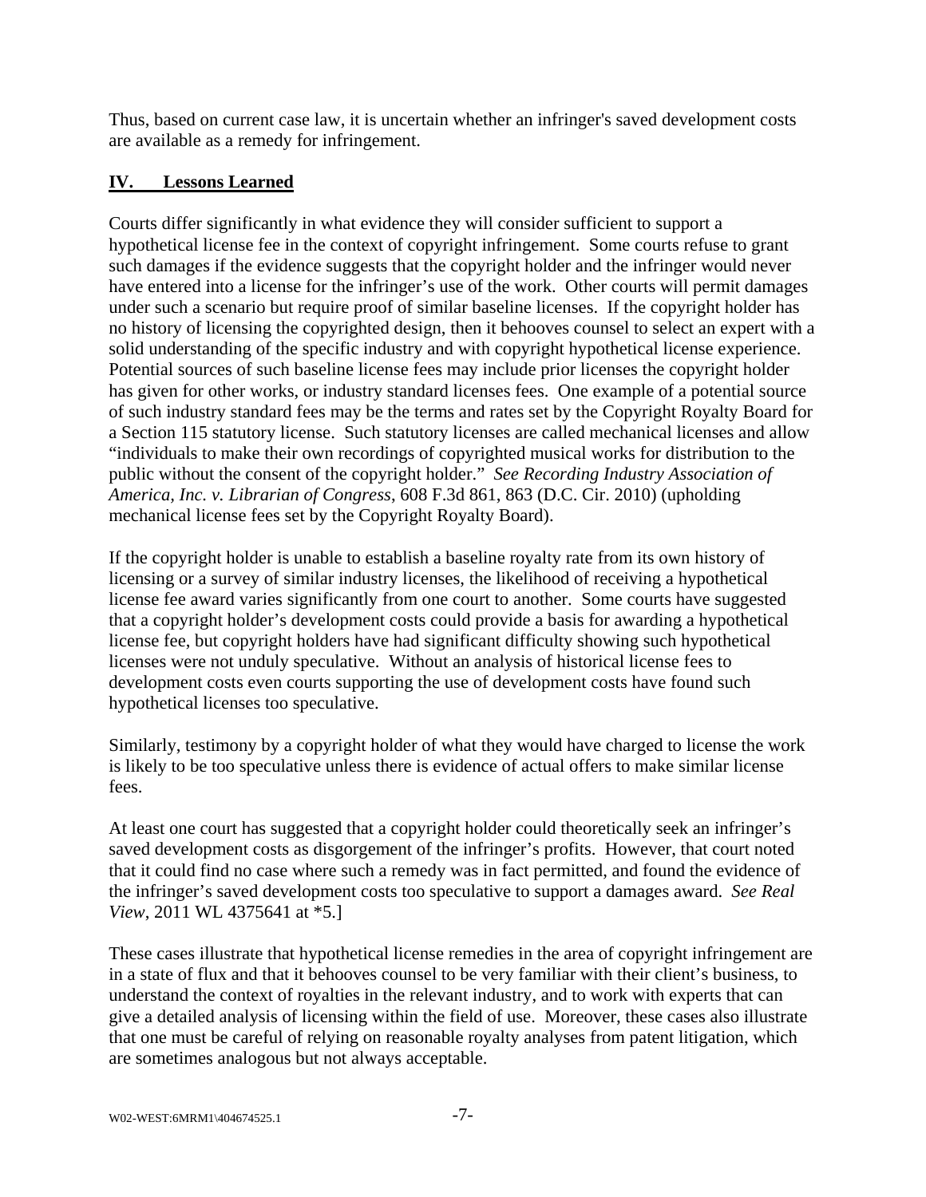Thus, based on current case law, it is uncertain whether an infringer's saved development costs are available as a remedy for infringement.

## **<u>IV. Lessons Learned</u>**

Courts differ significantly in what evidence they will consider sufficient to support a hypothetical license fee in the context of copyright infringement. Some courts refuse to grant such damages if the evidence suggests that the copyright holder and the infringer would never have entered into a license for the infringer's use of the work. Other courts will permit damages under such a scenario but require proof of similar baseline licenses. If the copyright holder has no history of licensing the copyrighted design, then it behooves counsel to select an expert with a solid understanding of the specific industry and with copyright hypothetical license experience. Potential sources of such baseline license fees may include prior licenses the copyright holder has given for other works, or industry standard licenses fees. One example of a potential source of such industry standard fees may be the terms and rates set by the Copyright Royalty Board for a Section 115 statutory license. Such statutory licenses are called mechanical licenses and allow "individuals to make their own recordings of copyrighted musical works for distribution to the public without the consent of the copyright holder." *See Recording Industry Association of America, Inc. v. Librarian of Congress*, 608 F.3d 861, 863 (D.C. Cir. 2010) (upholding mechanical license fees set by the Copyright Royalty Board).

If the copyright holder is unable to establish a baseline royalty rate from its own history of licensing or a survey of similar industry licenses, the likelihood of receiving a hypothetical license fee award varies significantly from one court to another. Some courts have suggested that a copyright holder's development costs could provide a basis for awarding a hypothetical license fee, but copyright holders have had significant difficulty showing such hypothetical licenses were not unduly speculative. Without an analysis of historical license fees to development costs even courts supporting the use of development costs have found such hypothetical licenses too speculative.

Similarly, testimony by a copyright holder of what they would have charged to license the work is likely to be too speculative unless there is evidence of actual offers to make similar license fees.

At least one court has suggested that a copyright holder could theoretically seek an infringer's saved development costs as disgorgement of the infringer's profits. However, that court noted that it could find no case where such a remedy was in fact permitted, and found the evidence of the infringer's saved development costs too speculative to support a damages award. *See Real View*, 2011 WL 4375641 at *5.]

These cases illustrate that hypothetical license remedies in the area of copyright infringement are in a state of flux and that it behooves counsel to be very familiar with their client's business, to understand the context of royalties in the relevant industry, and to work with experts that can give a detailed analysis of licensing within the field of use. Moreover, these cases also illustrate that one must be careful of relying on reasonable royalty analyses from patent litigation, which are sometimes analogous but not always acceptable.

W02-WEST:6MRM1\404674525.1